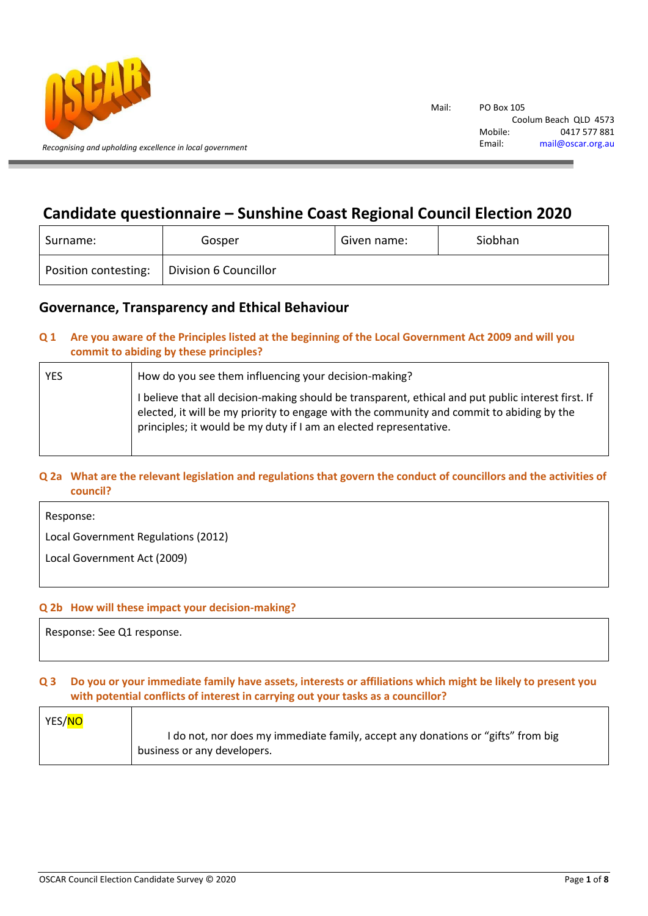Recognising and upholding excellence in local government

Mail: PO Box 105
Coolum Beach QLD 4573
Mobile: 0417 577 881
Email: mail@oscar.org.au

# Candidate questionnaire – Sunshine Coast Regional Council Election 2020

| Surname: | Gosper | Given name: | Siobhan |
|---|---|---|---|
| Position contesting: | Division 6 Councillor | | |

## Governance, Transparency and Ethical Behaviour

### Q 1 Are you aware of the Principles listed at the beginning of the Local Government Act 2009 and will you commit to abiding by these principles?

| YES | How do you see them influencing your decision-making? I believe that all decision-making should be transparent, ethical and put public interest first. If elected, it will be my priority to engage with the community and commit to abiding by the principles; it would be my duty if I am an elected representative. |
|---|---|

### Q 2a What are the relevant legislation and regulations that govern the conduct of councillors and the activities of council?

Response:

Local Government Regulations (2012)

Local Government Act (2009)

### Q 2b How will these impact your decision-making?

Response: See Q1 response.

### Q 3 Do you or your immediate family have assets, interests or affiliations which might be likely to present you with potential conflicts of interest in carrying out your tasks as a councillor?

| YES/**NO** | I do not, nor does my immediate family, accept any donations or "gifts" from big business or any developers. |
|---|---|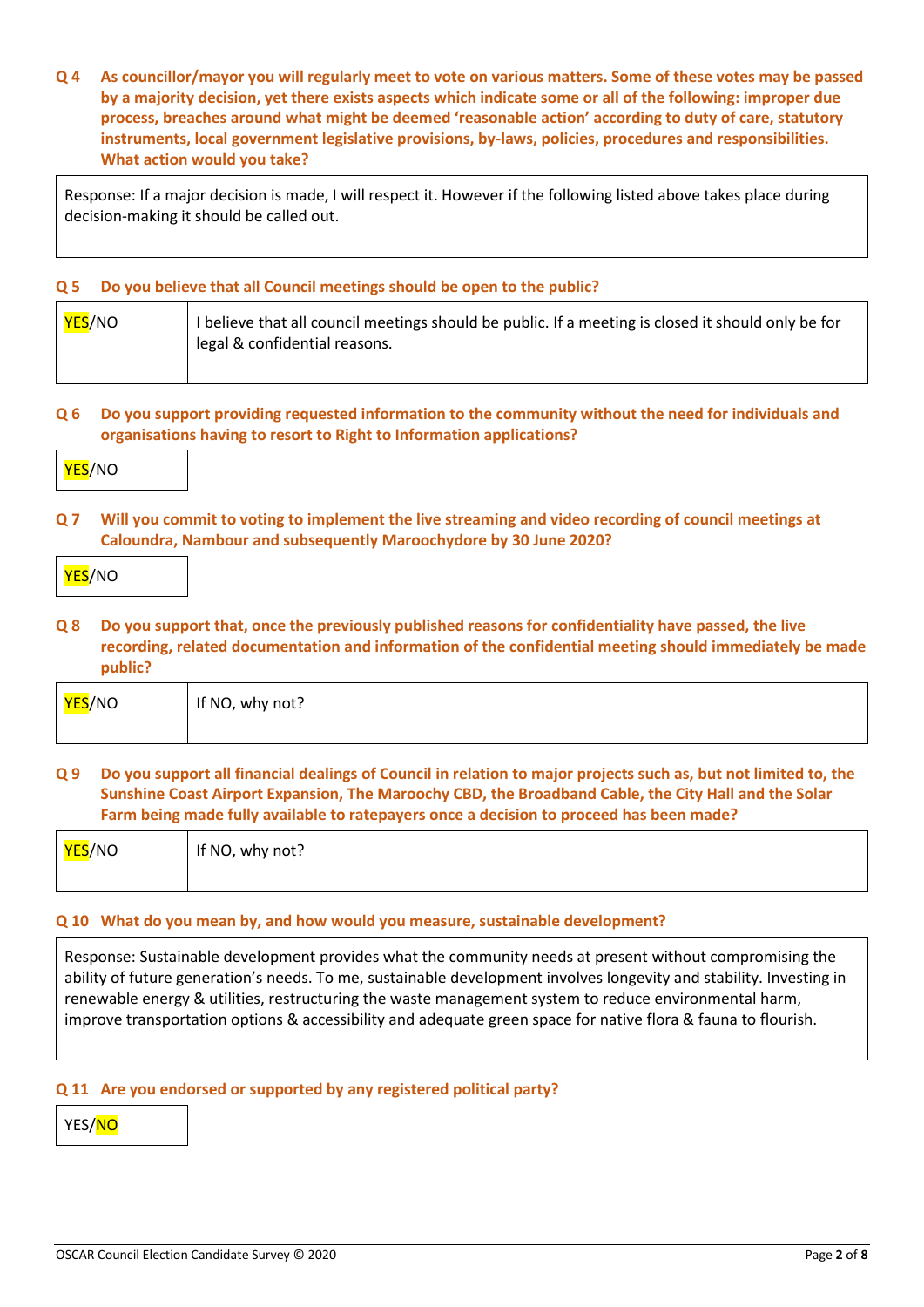**Q 4 As councillor/mayor you will regularly meet to vote on various matters. Some of these votes may be passed by a majority decision, yet there exists aspects which indicate some or all of the following: improper due process, breaches around what might be deemed 'reasonable action' according to duty of care, statutory instruments, local government legislative provisions, by-laws, policies, procedures and responsibilities. What action would you take?**

| Response: If a major decision is made, I will respect it. However if the following listed above takes place during decision-making it should be called out. |
|---|

**Q 5 Do you believe that all Council meetings should be open to the public?**

| YES/NO | I believe that all council meetings should be public. If a meeting is closed it should only be for legal & confidential reasons. |
|---|---|

(YES highlighted)

**Q 6 Do you support providing requested information to the community without the need for individuals and organisations having to resort to Right to Information applications?**

| YES/NO |
|---|

(YES highlighted)

**Q 7 Will you commit to voting to implement the live streaming and video recording of council meetings at Caloundra, Nambour and subsequently Maroochydore by 30 June 2020?**

| YES/NO |
|---|

(YES highlighted)

**Q 8 Do you support that, once the previously published reasons for confidentiality have passed, the live recording, related documentation and information of the confidential meeting should immediately be made public?**

| YES/NO | If NO, why not? |
|---|---|

(YES highlighted)

**Q 9 Do you support all financial dealings of Council in relation to major projects such as, but not limited to, the Sunshine Coast Airport Expansion, The Maroochy CBD, the Broadband Cable, the City Hall and the Solar Farm being made fully available to ratepayers once a decision to proceed has been made?**

| YES/NO | If NO, why not? |
|---|---|

(YES highlighted)

**Q 10 What do you mean by, and how would you measure, sustainable development?**

| Response: Sustainable development provides what the community needs at present without compromising the ability of future generation's needs. To me, sustainable development involves longevity and stability. Investing in renewable energy & utilities, restructuring the waste management system to reduce environmental harm, improve transportation options & accessibility and adequate green space for native flora & fauna to flourish. |
|---|

**Q 11 Are you endorsed or supported by any registered political party?**

| YES/NO |
|---|

(NO highlighted)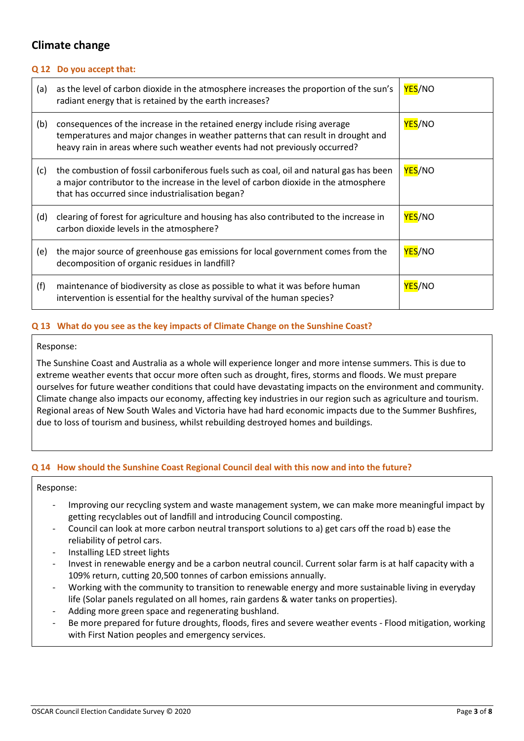## Climate change

### Q 12 Do you accept that:

| | | |
|---|---|---|
| (a) | as the level of carbon dioxide in the atmosphere increases the proportion of the sun's radiant energy that is retained by the earth increases? | YES/NO |
| (b) | consequences of the increase in the retained energy include rising average temperatures and major changes in weather patterns that can result in drought and heavy rain in areas where such weather events had not previously occurred? | YES/NO |
| (c) | the combustion of fossil carboniferous fuels such as coal, oil and natural gas has been a major contributor to the increase in the level of carbon dioxide in the atmosphere that has occurred since industrialisation began? | YES/NO |
| (d) | clearing of forest for agriculture and housing has also contributed to the increase in carbon dioxide levels in the atmosphere? | YES/NO |
| (e) | the major source of greenhouse gas emissions for local government comes from the decomposition of organic residues in landfill? | YES/NO |
| (f) | maintenance of biodiversity as close as possible to what it was before human intervention is essential for the healthy survival of the human species? | YES/NO |

### Q 13 What do you see as the key impacts of Climate Change on the Sunshine Coast?

Response:

The Sunshine Coast and Australia as a whole will experience longer and more intense summers. This is due to extreme weather events that occur more often such as drought, fires, storms and floods. We must prepare ourselves for future weather conditions that could have devastating impacts on the environment and community. Climate change also impacts our economy, affecting key industries in our region such as agriculture and tourism. Regional areas of New South Wales and Victoria have had hard economic impacts due to the Summer Bushfires, due to loss of tourism and business, whilst rebuilding destroyed homes and buildings.

### Q 14 How should the Sunshine Coast Regional Council deal with this now and into the future?

Response:

- Improving our recycling system and waste management system, we can make more meaningful impact by getting recyclables out of landfill and introducing Council composting.
- Council can look at more carbon neutral transport solutions to a) get cars off the road b) ease the reliability of petrol cars.
- Installing LED street lights
- Invest in renewable energy and be a carbon neutral council. Current solar farm is at half capacity with a 109% return, cutting 20,500 tonnes of carbon emissions annually.
- Working with the community to transition to renewable energy and more sustainable living in everyday life (Solar panels regulated on all homes, rain gardens & water tanks on properties).
- Adding more green space and regenerating bushland.
- Be more prepared for future droughts, floods, fires and severe weather events - Flood mitigation, working with First Nation peoples and emergency services.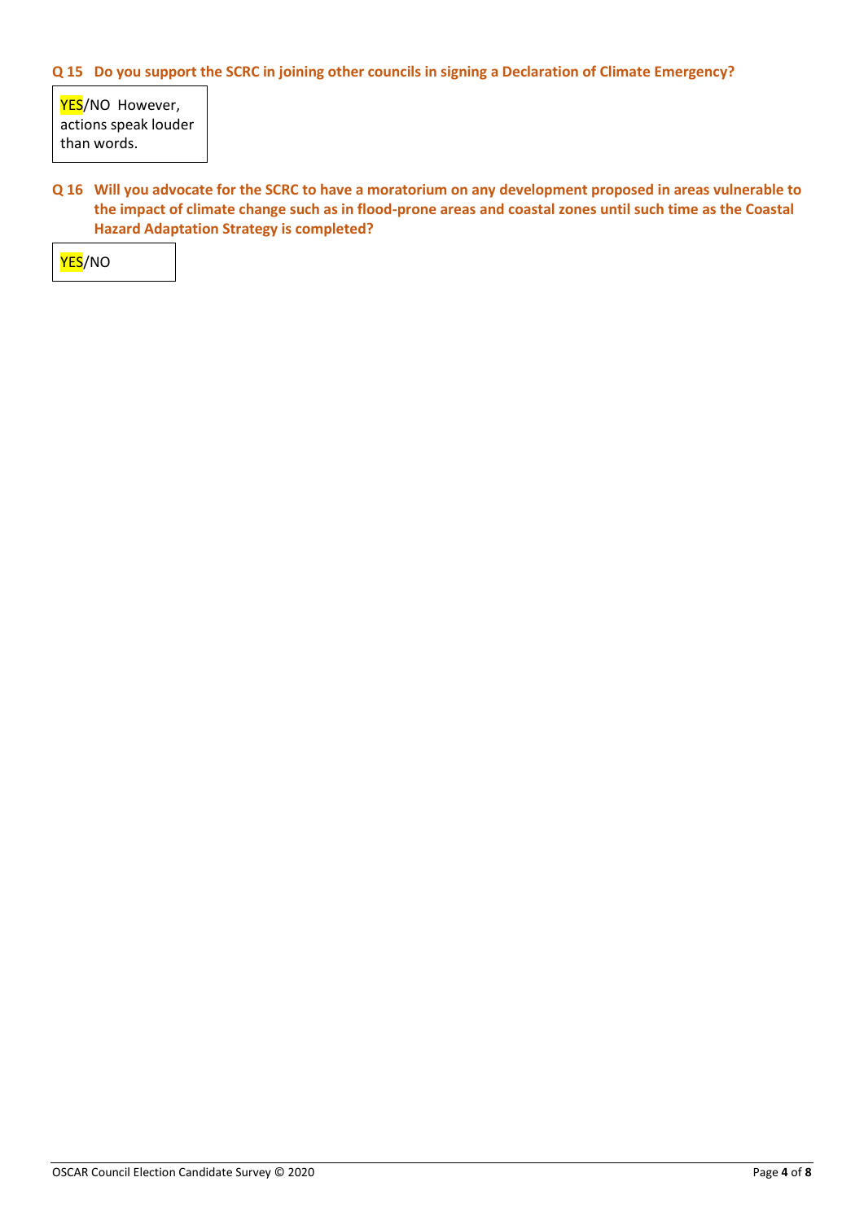**Q 15 Do you support the SCRC in joining other councils in signing a Declaration of Climate Emergency?**

YES/NO However, actions speak louder than words.

**Q 16 Will you advocate for the SCRC to have a moratorium on any development proposed in areas vulnerable to the impact of climate change such as in flood-prone areas and coastal zones until such time as the Coastal Hazard Adaptation Strategy is completed?**

YES/NO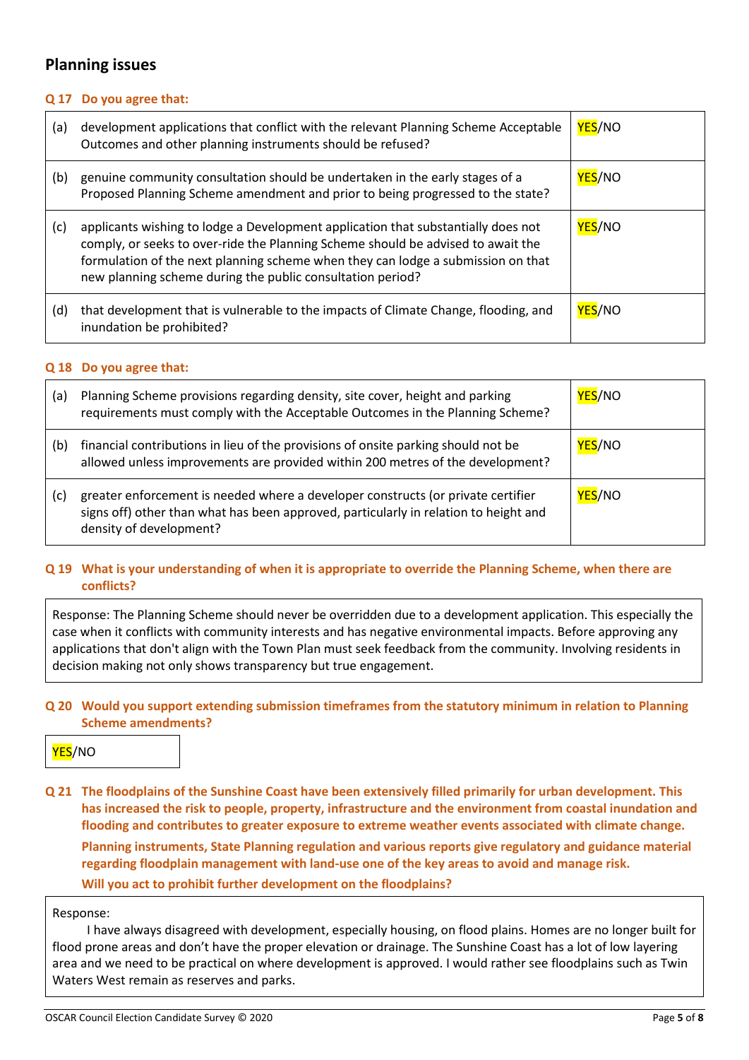## Planning issues

**Q 17 Do you agree that:**

| | | |
|---|---|---|
| (a) | development applications that conflict with the relevant Planning Scheme Acceptable Outcomes and other planning instruments should be refused? | YES/NO |
| (b) | genuine community consultation should be undertaken in the early stages of a Proposed Planning Scheme amendment and prior to being progressed to the state? | YES/NO |
| (c) | applicants wishing to lodge a Development application that substantially does not comply, or seeks to over-ride the Planning Scheme should be advised to await the formulation of the next planning scheme when they can lodge a submission on that new planning scheme during the public consultation period? | YES/NO |
| (d) | that development that is vulnerable to the impacts of Climate Change, flooding, and inundation be prohibited? | YES/NO |

**Q 18 Do you agree that:**

| | | |
|---|---|---|
| (a) | Planning Scheme provisions regarding density, site cover, height and parking requirements must comply with the Acceptable Outcomes in the Planning Scheme? | YES/NO |
| (b) | financial contributions in lieu of the provisions of onsite parking should not be allowed unless improvements are provided within 200 metres of the development? | YES/NO |
| (c) | greater enforcement is needed where a developer constructs (or private certifier signs off) other than what has been approved, particularly in relation to height and density of development? | YES/NO |

**Q 19 What is your understanding of when it is appropriate to override the Planning Scheme, when there are conflicts?**

Response: The Planning Scheme should never be overridden due to a development application. This especially the case when it conflicts with community interests and has negative environmental impacts. Before approving any applications that don't align with the Town Plan must seek feedback from the community. Involving residents in decision making not only shows transparency but true engagement.

**Q 20 Would you support extending submission timeframes from the statutory minimum in relation to Planning Scheme amendments?**

YES/NO

**Q 21 The floodplains of the Sunshine Coast have been extensively filled primarily for urban development. This has increased the risk to people, property, infrastructure and the environment from coastal inundation and flooding and contributes to greater exposure to extreme weather events associated with climate change.**

**Planning instruments, State Planning regulation and various reports give regulatory and guidance material regarding floodplain management with land-use one of the key areas to avoid and manage risk.**

**Will you act to prohibit further development on the floodplains?**

Response:

I have always disagreed with development, especially housing, on flood plains. Homes are no longer built for flood prone areas and don't have the proper elevation or drainage. The Sunshine Coast has a lot of low layering area and we need to be practical on where development is approved. I would rather see floodplains such as Twin Waters West remain as reserves and parks.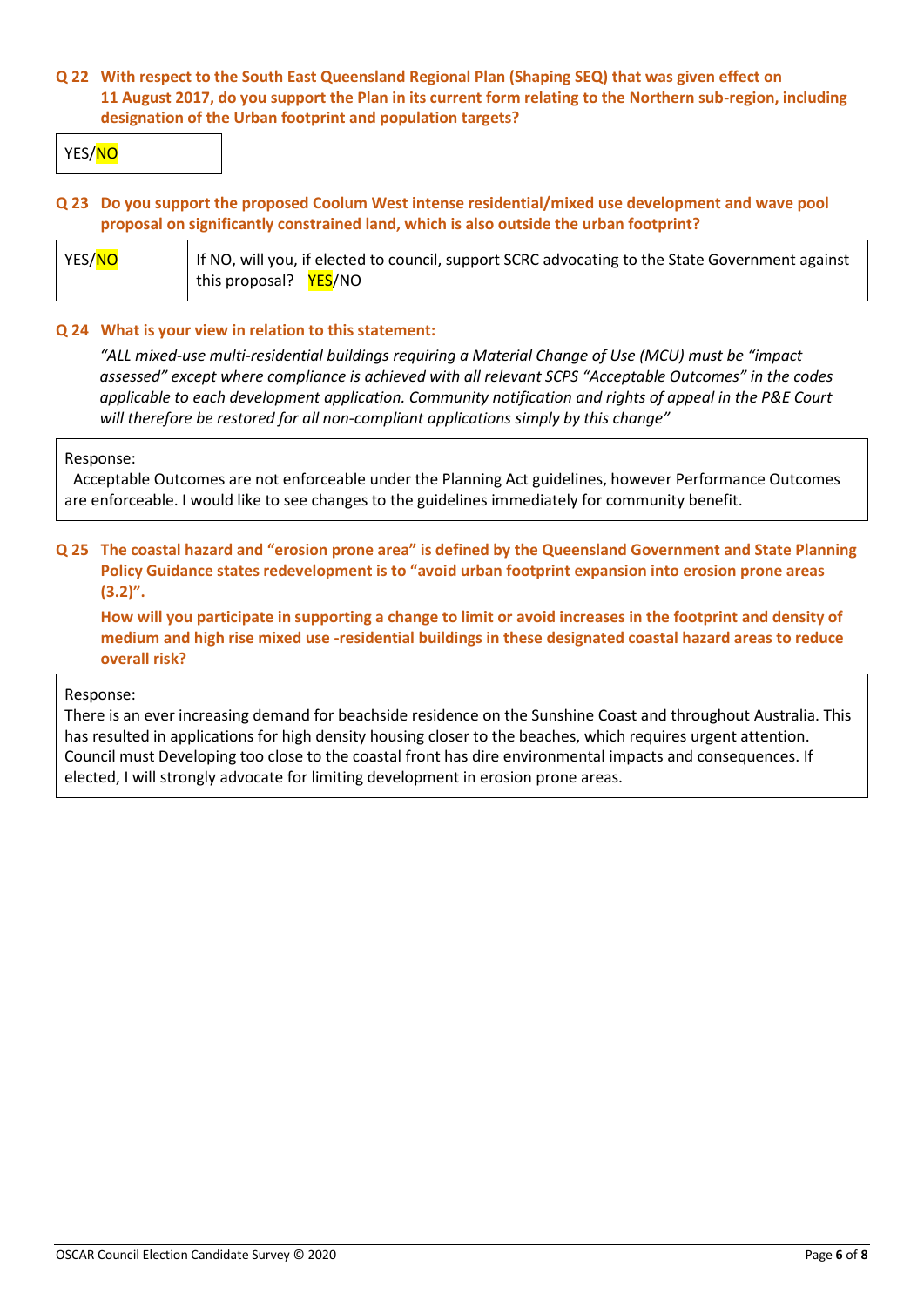**Q 22 With respect to the South East Queensland Regional Plan (Shaping SEQ) that was given effect on 11 August 2017, do you support the Plan in its current form relating to the Northern sub-region, including designation of the Urban footprint and population targets?**

| YES/NO |
|---|

**Q 23 Do you support the proposed Coolum West intense residential/mixed use development and wave pool proposal on significantly constrained land, which is also outside the urban footprint?**

| YES/NO | If NO, will you, if elected to council, support SCRC advocating to the State Government against this proposal? YES/NO |
|---|---|

**Q 24 What is your view in relation to this statement:**

*"ALL mixed-use multi-residential buildings requiring a Material Change of Use (MCU) must be "impact assessed" except where compliance is achieved with all relevant SCPS "Acceptable Outcomes" in the codes applicable to each development application. Community notification and rights of appeal in the P&E Court will therefore be restored for all non-compliant applications simply by this change"*

Response:
Acceptable Outcomes are not enforceable under the Planning Act guidelines, however Performance Outcomes are enforceable. I would like to see changes to the guidelines immediately for community benefit.

**Q 25 The coastal hazard and "erosion prone area" is defined by the Queensland Government and State Planning Policy Guidance states redevelopment is to "avoid urban footprint expansion into erosion prone areas (3.2)".**

**How will you participate in supporting a change to limit or avoid increases in the footprint and density of medium and high rise mixed use -residential buildings in these designated coastal hazard areas to reduce overall risk?**

Response:
There is an ever increasing demand for beachside residence on the Sunshine Coast and throughout Australia. This has resulted in applications for high density housing closer to the beaches, which requires urgent attention. Council must Developing too close to the coastal front has dire environmental impacts and consequences. If elected, I will strongly advocate for limiting development in erosion prone areas.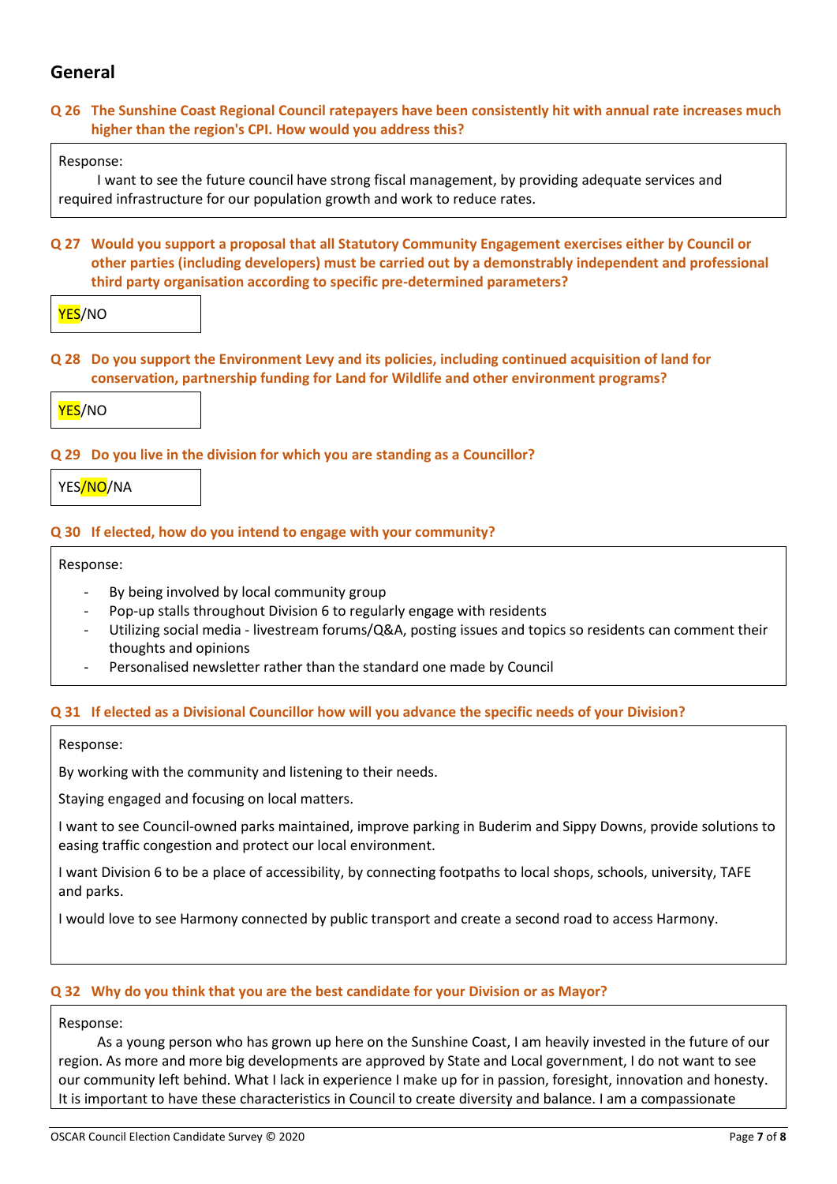## General

**Q 26 The Sunshine Coast Regional Council ratepayers have been consistently hit with annual rate increases much higher than the region's CPI. How would you address this?**

Response:

I want to see the future council have strong fiscal management, by providing adequate services and required infrastructure for our population growth and work to reduce rates.

**Q 27 Would you support a proposal that all Statutory Community Engagement exercises either by Council or other parties (including developers) must be carried out by a demonstrably independent and professional third party organisation according to specific pre-determined parameters?**

YES/NO

**Q 28 Do you support the Environment Levy and its policies, including continued acquisition of land for conservation, partnership funding for Land for Wildlife and other environment programs?**

YES/NO

**Q 29 Do you live in the division for which you are standing as a Councillor?**

YES/NO/NA

**Q 30 If elected, how do you intend to engage with your community?**

Response:

- By being involved by local community group
- Pop-up stalls throughout Division 6 to regularly engage with residents
- Utilizing social media - livestream forums/Q&A, posting issues and topics so residents can comment their thoughts and opinions
- Personalised newsletter rather than the standard one made by Council

**Q 31 If elected as a Divisional Councillor how will you advance the specific needs of your Division?**

Response:

By working with the community and listening to their needs.

Staying engaged and focusing on local matters.

I want to see Council-owned parks maintained, improve parking in Buderim and Sippy Downs, provide solutions to easing traffic congestion and protect our local environment.

I want Division 6 to be a place of accessibility, by connecting footpaths to local shops, schools, university, TAFE and parks.

I would love to see Harmony connected by public transport and create a second road to access Harmony.

**Q 32 Why do you think that you are the best candidate for your Division or as Mayor?**

Response:

As a young person who has grown up here on the Sunshine Coast, I am heavily invested in the future of our region. As more and more big developments are approved by State and Local government, I do not want to see our community left behind. What I lack in experience I make up for in passion, foresight, innovation and honesty. It is important to have these characteristics in Council to create diversity and balance. I am a compassionate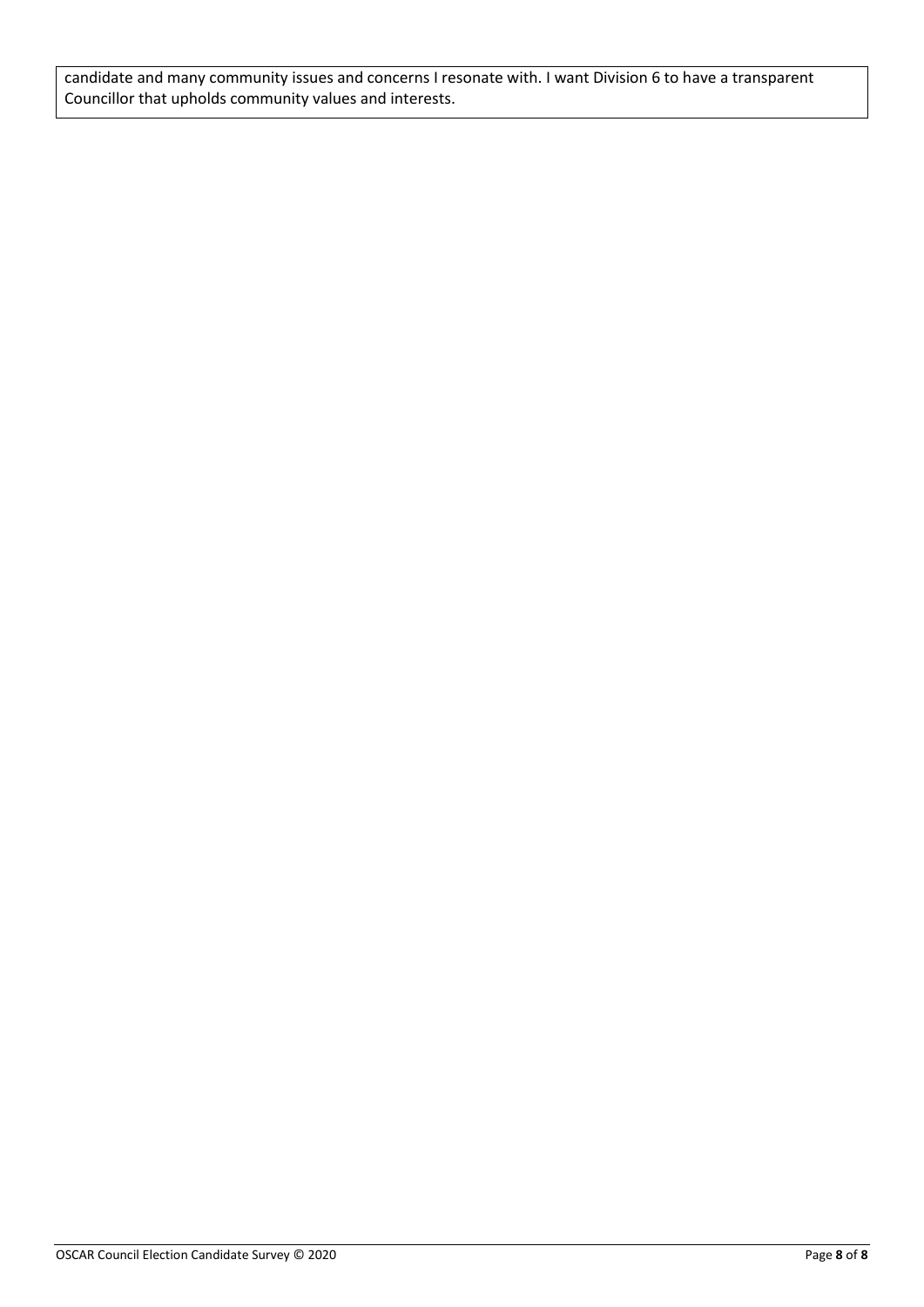candidate and many community issues and concerns I resonate with. I want Division 6 to have a transparent Councillor that upholds community values and interests.